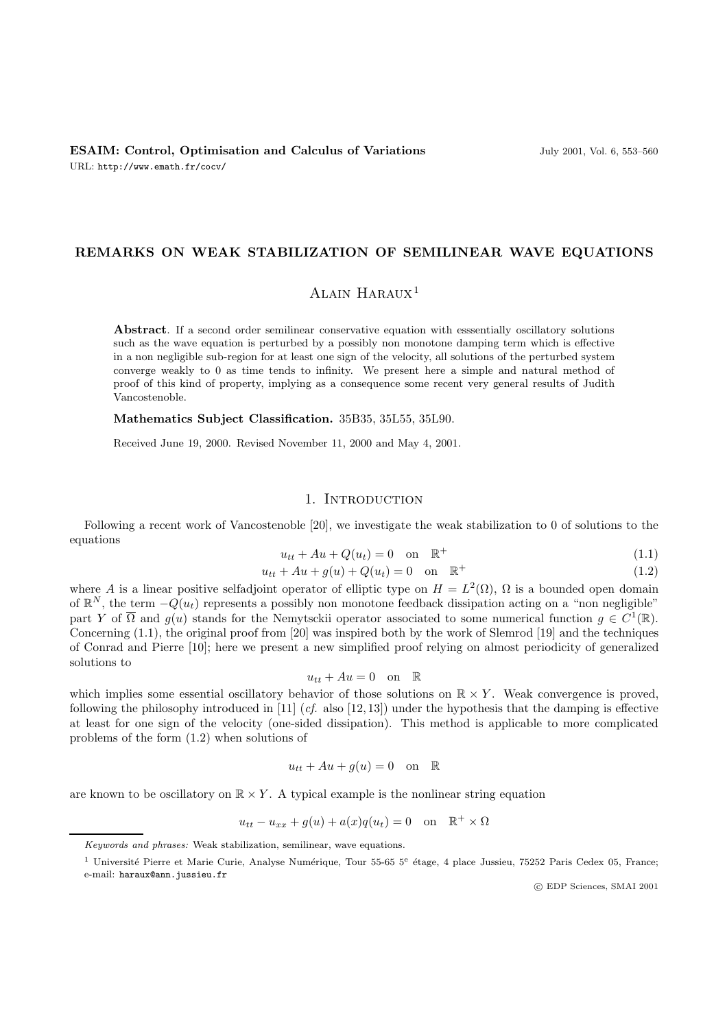# REMARKS ON WEAK STABILIZATION OF SEMILINEAR WAVE EQUATIONS

Alain Haraux[1]

**Abstract**. If a second order semilinear conservative equation with esssentially oscillatory solutions such as the wave equation is perturbed by a possibly non monotone damping term which is effective in a non negligible sub-region for at least one sign of the velocity, all solutions of the perturbed system converge weakly to 0 as time tends to infinity. We present here a simple and natural method of proof of this kind of property, implying as a consequence some recent very general results of Judith Vancostenoble.

**Mathematics Subject Classification.** 35B35, 35L55, 35L90.

Received June 19, 2000. Revised November 11, 2000 and May 4, 2001.

## 1. Introduction

Following a recent work of Vancostenoble [20], we investigate the weak stabilization to 0 of solutions to the equations

$$u_{tt} + Au + Q(u_t) = 0 \quad \text{on} \quad \mathbb{R}^+ \tag{1.1}$$

$$u_{tt} + Au + g(u) + Q(u_t) = 0 \quad \text{on} \quad \mathbb{R}^+ \tag{1.2}$$

where $A$ is a linear positive selfadjoint operator of elliptic type on $H = L^2(\Omega)$, $\Omega$ is a bounded open domain of $\mathbb{R}^N$, the term $-Q(u_t)$ represents a possibly non monotone feedback dissipation acting on a "non negligible" part $Y$ of $\overline{\Omega}$ and $g(u)$ stands for the Nemytsckii operator associated to some numerical function $g \in C^1(\mathbb{R})$. Concerning (1.1), the original proof from [20] was inspired both by the work of Slemrod [19] and the techniques of Conrad and Pierre [10]; here we present a new simplified proof relying on almost periodicity of generalized solutions to

$$u_{tt} + Au = 0 \quad \text{on} \quad \mathbb{R}$$

which implies some essential oscillatory behavior of those solutions on $\mathbb{R} \times Y$. Weak convergence is proved, following the philosophy introduced in [11] (*cf.* also [12,13]) under the hypothesis that the damping is effective at least for one sign of the velocity (one-sided dissipation). This method is applicable to more complicated problems of the form (1.2) when solutions of

$$u_{tt} + Au + g(u) = 0 \quad \text{on} \quad \mathbb{R}$$

are known to be oscillatory on $\mathbb{R} \times Y$. A typical example is the nonlinear string equation

$$u_{tt} - u_{xx} + g(u) + a(x)q(u_t) = 0 \quad \text{on} \quad \mathbb{R}^+ \times \Omega$$

---

*Keywords and phrases:* Weak stabilization, semilinear, wave equations.

[1] Université Pierre et Marie Curie, Analyse Numérique, Tour 55-65 5[e] étage, 4 place Jussieu, 75252 Paris Cedex 05, France; e-mail: haraux@ann.jussieu.fr

© EDP Sciences, SMAI 2001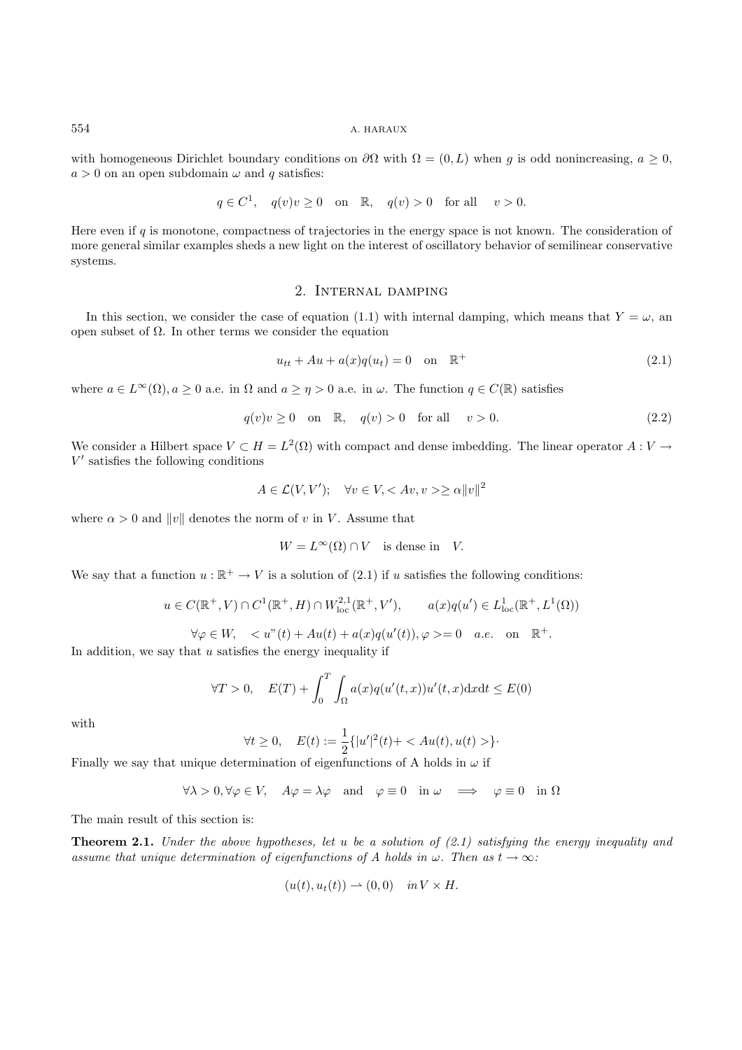with homogeneous Dirichlet boundary conditions on $\partial\Omega$ with $\Omega = (0, L)$ when $g$ is odd nonincreasing, $a \geq 0$, $a > 0$ on an open subdomain $\omega$ and $q$ satisfies:

$$q \in C^1, \quad q(v)v \geq 0 \quad \text{on} \quad \mathbb{R}, \quad q(v) > 0 \quad \text{for all} \quad v > 0.$$

Here even if $q$ is monotone, compactness of trajectories in the energy space is not known. The consideration of more general similar examples sheds a new light on the interest of oscillatory behavior of semilinear conservative systems.

## 2. Internal damping

In this section, we consider the case of equation (1.1) with internal damping, which means that $Y = \omega$, an open subset of $\Omega$. In other terms we consider the equation

$$u_{tt} + Au + a(x)q(u_t) = 0 \quad \text{on} \quad \mathbb{R}^+ \tag{2.1}$$

where $a \in L^\infty(\Omega), a \geq 0$ a.e. in $\Omega$ and $a \geq \eta > 0$ a.e. in $\omega$. The function $q \in C(\mathbb{R})$ satisfies

$$q(v)v \geq 0 \quad \text{on} \quad \mathbb{R}, \quad q(v) > 0 \quad \text{for all} \quad v > 0. \tag{2.2}$$

We consider a Hilbert space $V \subset H = L^2(\Omega)$ with compact and dense imbedding. The linear operator $A : V \to V'$ satisfies the following conditions

$$A \in \mathcal{L}(V, V'); \quad \forall v \in V, < Av, v > \geq \alpha \|v\|^2$$

where $\alpha > 0$ and $\|v\|$ denotes the norm of $v$ in $V$. Assume that

$$W = L^\infty(\Omega) \cap V \quad \text{is dense in} \quad V.$$

We say that a function $u : \mathbb{R}^+ \to V$ is a solution of (2.1) if $u$ satisfies the following conditions:

$$u \in C(\mathbb{R}^+, V) \cap C^1(\mathbb{R}^+, H) \cap W^{2,1}_{\text{loc}}(\mathbb{R}^+, V'), \qquad a(x)q(u') \in L^1_{\text{loc}}(\mathbb{R}^+, L^1(\Omega))$$

$$\forall \varphi \in W, \quad < u"(t) + Au(t) + a(x)q(u'(t)), \varphi >= 0 \quad a.e. \quad \text{on} \quad \mathbb{R}^+.$$

In addition, we say that $u$ satisfies the energy inequality if

$$\forall T > 0, \quad E(T) + \int_0^T \int_\Omega a(x)q(u'(t,x))u'(t,x)\mathrm{d}x\mathrm{d}t \leq E(0)$$

with

$$\forall t \geq 0, \quad E(t) := \frac{1}{2}\{|u'|^2(t) + < Au(t), u(t) >\}\cdot$$

Finally we say that unique determination of eigenfunctions of A holds in $\omega$ if

$$\forall \lambda > 0, \forall \varphi \in V, \quad A\varphi = \lambda\varphi \quad \text{and} \quad \varphi \equiv 0 \quad \text{in } \omega \quad \Longrightarrow \quad \varphi \equiv 0 \quad \text{in } \Omega$$

The main result of this section is:

**Theorem 2.1.** *Under the above hypotheses, let $u$ be a solution of (2.1) satisfying the energy inequality and assume that unique determination of eigenfunctions of A holds in $\omega$. Then as $t \to \infty$:*

$$(u(t), u_t(t)) \rightharpoonup (0, 0) \quad in\, V \times H.$$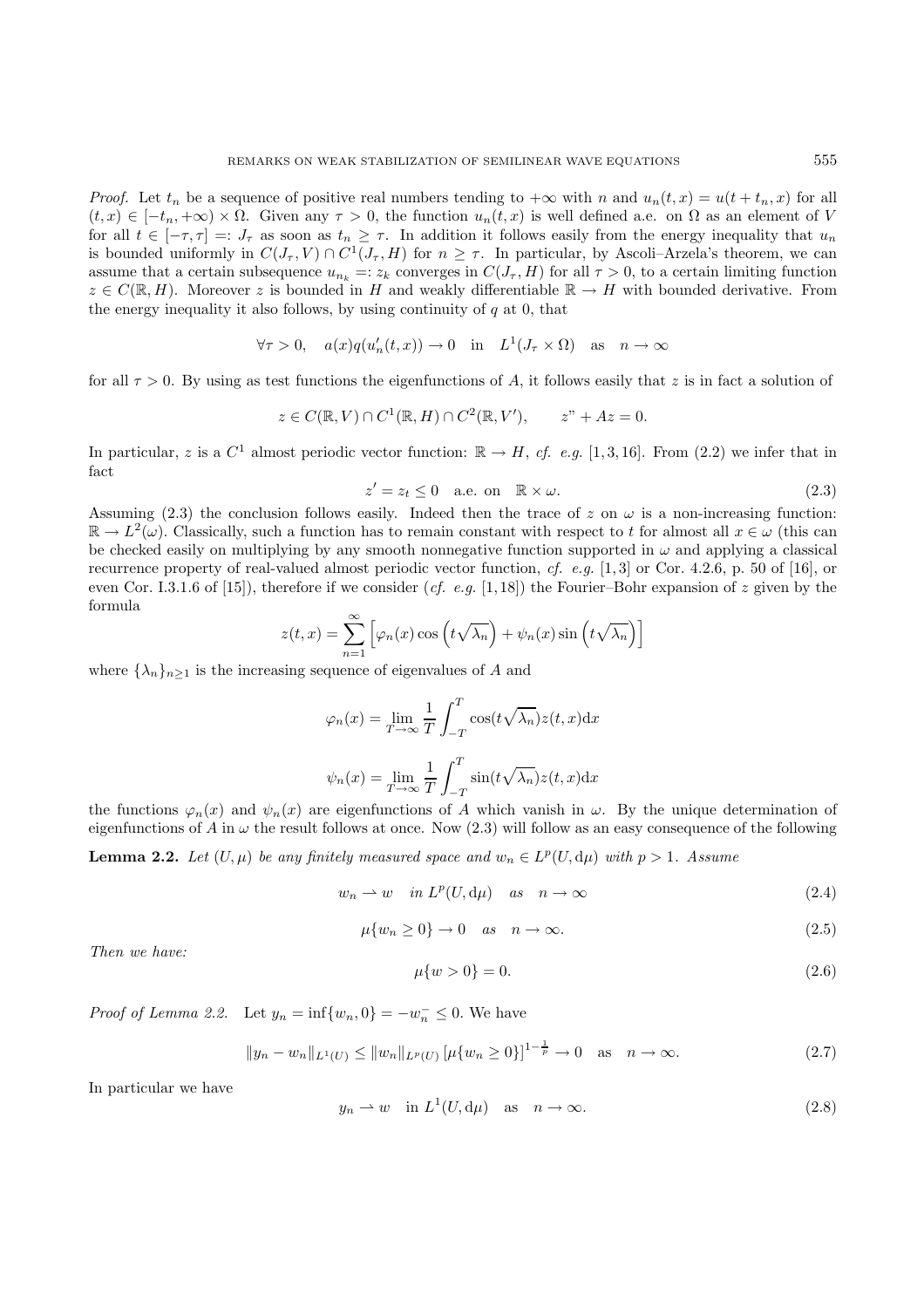*Proof.* Let $t_n$ be a sequence of positive real numbers tending to $+\infty$ with $n$ and $u_n(t,x) = u(t+t_n,x)$ for all $(t,x) \in [-t_n, +\infty) \times \Omega$. Given any $\tau > 0$, the function $u_n(t,x)$ is well defined a.e. on $\Omega$ as an element of $V$ for all $t \in [-\tau,\tau] =: J_\tau$ as soon as $t_n \geq \tau$. In addition it follows easily from the energy inequality that $u_n$ is bounded uniformly in $C(J_\tau, V) \cap C^1(J_\tau, H)$ for $n \geq \tau$. In particular, by Ascoli–Arzela's theorem, we can assume that a certain subsequence $u_{n_k} =: z_k$ converges in $C(J_\tau, H)$ for all $\tau > 0$, to a certain limiting function $z \in C(\mathbb{R}, H)$. Moreover $z$ is bounded in $H$ and weakly differentiable $\mathbb{R} \to H$ with bounded derivative. From the energy inequality it also follows, by using continuity of $q$ at 0, that

$$\forall \tau > 0, \quad a(x)q(u_n'(t,x)) \to 0 \quad \text{in} \quad L^1(J_\tau \times \Omega) \quad \text{as} \quad n \to \infty$$

for all $\tau > 0$. By using as test functions the eigenfunctions of $A$, it follows easily that $z$ is in fact a solution of

$$z \in C(\mathbb{R}, V) \cap C^1(\mathbb{R}, H) \cap C^2(\mathbb{R}, V'), \qquad z" + Az = 0.$$

In particular, $z$ is a $C^1$ almost periodic vector function: $\mathbb{R} \to H$, *cf. e.g.* [1, 3, 16]. From (2.2) we infer that in fact

$$z' = z_t \leq 0 \quad \text{a.e. on} \quad \mathbb{R} \times \omega. \tag{2.3}$$

Assuming (2.3) the conclusion follows easily. Indeed then the trace of $z$ on $\omega$ is a non-increasing function: $\mathbb{R} \to L^2(\omega)$. Classically, such a function has to remain constant with respect to $t$ for almost all $x \in \omega$ (this can be checked easily on multiplying by any smooth nonnegative function supported in $\omega$ and applying a classical recurrence property of real-valued almost periodic vector function, *cf. e.g.* [1, 3] or Cor. 4.2.6, p. 50 of [16], or even Cor. I.3.1.6 of [15]), therefore if we consider (*cf. e.g.* [1, 18]) the Fourier–Bohr expansion of $z$ given by the formula

$$z(t,x) = \sum_{n=1}^{\infty} \left[ \varphi_n(x) \cos\left(t\sqrt{\lambda_n}\right) + \psi_n(x) \sin\left(t\sqrt{\lambda_n}\right) \right]$$

where $\{\lambda_n\}_{n \geq 1}$ is the increasing sequence of eigenvalues of $A$ and

$$\varphi_n(x) = \lim_{T \to \infty} \frac{1}{T} \int_{-T}^{T} \cos(t\sqrt{\lambda_n}) z(t,x) \mathrm{d}x$$

$$\psi_n(x) = \lim_{T \to \infty} \frac{1}{T} \int_{-T}^{T} \sin(t\sqrt{\lambda_n}) z(t,x) \mathrm{d}x$$

the functions $\varphi_n(x)$ and $\psi_n(x)$ are eigenfunctions of $A$ which vanish in $\omega$. By the unique determination of eigenfunctions of $A$ in $\omega$ the result follows at once. Now (2.3) will follow as an easy consequence of the following

**Lemma 2.2.** *Let $(U, \mu)$ be any finitely measured space and $w_n \in L^p(U, \mathrm{d}\mu)$ with $p > 1$. Assume*

$$w_n \rightharpoonup w \quad \text{in } L^p(U, \mathrm{d}\mu) \quad \text{as} \quad n \to \infty \tag{2.4}$$

$$\mu\{w_n \geq 0\} \to 0 \quad \text{as} \quad n \to \infty. \tag{2.5}$$

*Then we have:*

$$\mu\{w > 0\} = 0. \tag{2.6}$$

*Proof of Lemma 2.2.* Let $y_n = \inf\{w_n, 0\} = -w_n^- \leq 0$. We have

$$\|y_n - w_n\|_{L^1(U)} \leq \|w_n\|_{L^p(U)} \left[\mu\{w_n \geq 0\}\right]^{1-\frac{1}{p}} \to 0 \quad \text{as} \quad n \to \infty. \tag{2.7}$$

In particular we have

$$y_n \rightharpoonup w \quad \text{in } L^1(U, \mathrm{d}\mu) \quad \text{as} \quad n \to \infty. \tag{2.8}$$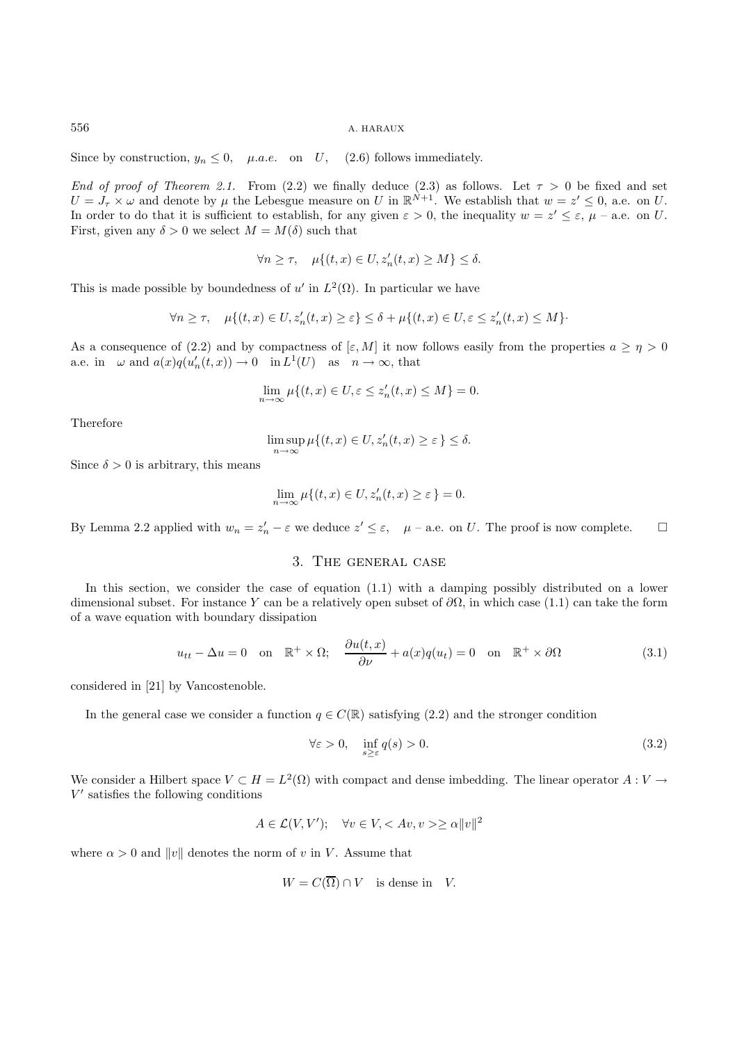Since by construction, $y_n \leq 0, \quad \mu.a.e. \quad \text{on} \quad U, \quad (2.6)$ follows immediately.

*End of proof of Theorem 2.1.* From (2.2) we finally deduce (2.3) as follows. Let $\tau > 0$ be fixed and set $U = J_\tau \times \omega$ and denote by $\mu$ the Lebesgue measure on $U$ in $\mathbb{R}^{N+1}$. We establish that $w = z' \leq 0$, a.e. on $U$. In order to do that it is sufficient to establish, for any given $\varepsilon > 0$, the inequality $w = z' \leq \varepsilon$, $\mu$ – a.e. on $U$. First, given any $\delta > 0$ we select $M = M(\delta)$ such that

$$\forall n \geq \tau, \quad \mu\{(t,x) \in U, z_n'(t,x) \geq M\} \leq \delta.$$

This is made possible by boundedness of $u'$ in $L^2(\Omega)$. In particular we have

$$\forall n \geq \tau, \quad \mu\{(t,x) \in U, z_n'(t,x) \geq \varepsilon\} \leq \delta + \mu\{(t,x) \in U, \varepsilon \leq z_n'(t,x) \leq M\}\cdot$$

As a consequence of (2.2) and by compactness of $[\varepsilon, M]$ it now follows easily from the properties $a \geq \eta > 0$ a.e. in $\omega$ and $a(x)q(u_n'(t,x)) \to 0 \quad \text{in } L^1(U) \quad \text{as} \quad n \to \infty$, that

$$\lim_{n\to\infty} \mu\{(t,x) \in U, \varepsilon \leq z_n'(t,x) \leq M\} = 0.$$

Therefore

$$\limsup_{n\to\infty} \mu\{(t,x) \in U, z_n'(t,x) \geq \varepsilon\,\} \leq \delta.$$

Since $\delta > 0$ is arbitrary, this means

$$\lim_{n\to\infty} \mu\{(t,x) \in U, z_n'(t,x) \geq \varepsilon\,\} = 0.$$

By Lemma 2.2 applied with $w_n = z_n' - \varepsilon$ we deduce $z' \leq \varepsilon, \quad \mu$ – a.e. on $U$. The proof is now complete. $\square$

## 3. The general case

In this section, we consider the case of equation (1.1) with a damping possibly distributed on a lower dimensional subset. For instance $Y$ can be a relatively open subset of $\partial\Omega$, in which case (1.1) can take the form of a wave equation with boundary dissipation

$$u_{tt} - \Delta u = 0 \quad \text{on} \quad \mathbb{R}^+ \times \Omega; \quad \frac{\partial u(t,x)}{\partial \nu} + a(x)q(u_t) = 0 \quad \text{on} \quad \mathbb{R}^+ \times \partial\Omega \tag{3.1}$$

considered in [21] by Vancostenoble.

In the general case we consider a function $q \in C(\mathbb{R})$ satisfying (2.2) and the stronger condition

$$\forall \varepsilon > 0, \quad \inf_{s \geq \varepsilon} q(s) > 0. \tag{3.2}$$

We consider a Hilbert space $V \subset H = L^2(\Omega)$ with compact and dense imbedding. The linear operator $A : V \to V'$ satisfies the following conditions

$$A \in \mathcal{L}(V, V'); \quad \forall v \in V, < Av, v > \geq \alpha \|v\|^2$$

where $\alpha > 0$ and $\|v\|$ denotes the norm of $v$ in $V$. Assume that

$$W = C(\overline{\Omega}) \cap V \quad \text{is dense in} \quad V.$$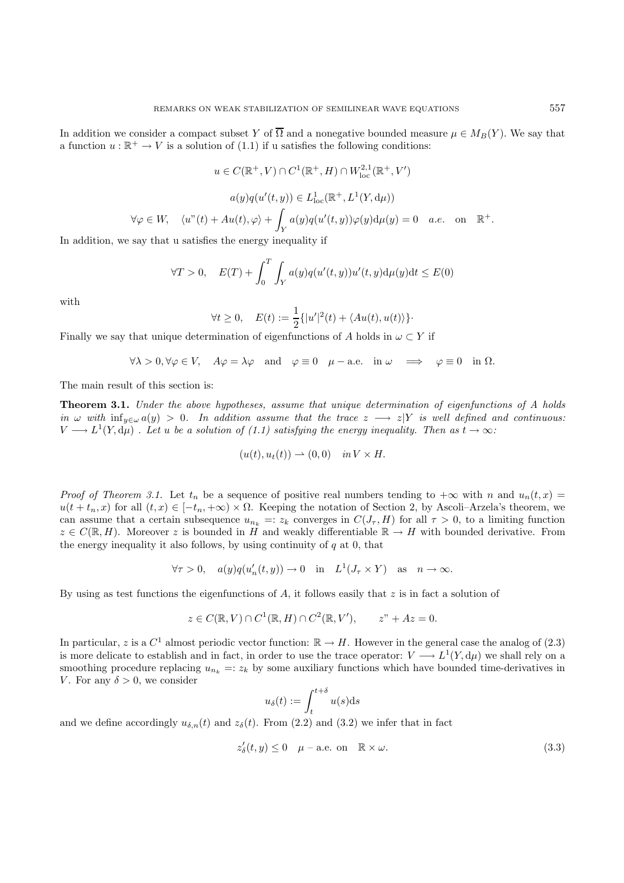In addition we consider a compact subset $Y$ of $\overline{\Omega}$ and a nonegative bounded measure $\mu \in M_B(Y)$. We say that a function $u : \mathbb{R}^+ \to V$ is a solution of (1.1) if u satisfies the following conditions:

$$u \in C(\mathbb{R}^+, V) \cap C^1(\mathbb{R}^+, H) \cap W^{2,1}_{\mathrm{loc}}(\mathbb{R}^+, V')$$

$$a(y)q(u'(t,y)) \in L^1_{\mathrm{loc}}(\mathbb{R}^+, L^1(Y, \mathrm{d}\mu))$$

$$\forall \varphi \in W, \quad \langle u''(t) + Au(t), \varphi \rangle + \int_Y a(y)q(u'(t,y))\varphi(y)\mathrm{d}\mu(y) = 0 \quad a.e. \quad \text{on} \quad \mathbb{R}^+.$$

In addition, we say that u satisfies the energy inequality if

$$\forall T > 0, \quad E(T) + \int_0^T \int_Y a(y)q(u'(t,y))u'(t,y)\mathrm{d}\mu(y)\mathrm{d}t \le E(0)$$

with

$$\forall t \ge 0, \quad E(t) := \frac{1}{2}\{|u'|^2(t) + \langle Au(t), u(t)\rangle\}\cdot$$

Finally we say that unique determination of eigenfunctions of $A$ holds in $\omega \subset Y$ if

$$\forall \lambda > 0, \forall \varphi \in V, \quad A\varphi = \lambda\varphi \quad \text{and} \quad \varphi \equiv 0 \quad \mu-\text{a.e.} \quad \text{in } \omega \quad \Longrightarrow \quad \varphi \equiv 0 \quad \text{in } \Omega.$$

The main result of this section is:

**Theorem 3.1.** *Under the above hypotheses, assume that unique determination of eigenfunctions of $A$ holds in $\omega$ with $\inf_{y\in\omega} a(y) > 0$. In addition assume that the trace $z \longrightarrow z|Y$ is well defined and continuous: $V \longrightarrow L^1(Y, \mathrm{d}\mu)$ . Let $u$ be a solution of (1.1) satisfying the energy inequality. Then as $t \to \infty$:*

$$(u(t), u_t(t)) \rightharpoonup (0,0) \quad in\, V \times H.$$

*Proof of Theorem 3.1.* Let $t_n$ be a sequence of positive real numbers tending to $+\infty$ with $n$ and $u_n(t,x) = u(t + t_n, x)$ for all $(t,x) \in [-t_n, +\infty) \times \Omega$. Keeping the notation of Section 2, by Ascoli–Arzela's theorem, we can assume that a certain subsequence $u_{n_k} =: z_k$ converges in $C(J_\tau, H)$ for all $\tau > 0$, to a limiting function $z \in C(\mathbb{R}, H)$. Moreover $z$ is bounded in $H$ and weakly differentiable $\mathbb{R} \to H$ with bounded derivative. From the energy inequality it also follows, by using continuity of $q$ at 0, that

$$\forall \tau > 0, \quad a(y)q(u_n'(t,y)) \to 0 \quad \text{in} \quad L^1(J_\tau \times Y) \quad \text{as} \quad n \to \infty.$$

By using as test functions the eigenfunctions of $A$, it follows easily that $z$ is in fact a solution of

$$z \in C(\mathbb{R}, V) \cap C^1(\mathbb{R}, H) \cap C^2(\mathbb{R}, V'), \qquad z'' + Az = 0.$$

In particular, $z$ is a $C^1$ almost periodic vector function: $\mathbb{R} \to H$. However in the general case the analog of (2.3) is more delicate to establish and in fact, in order to use the trace operator: $V \longrightarrow L^1(Y, \mathrm{d}\mu)$ we shall rely on a smoothing procedure replacing $u_{n_k} =: z_k$ by some auxiliary functions which have bounded time-derivatives in $V$. For any $\delta > 0$, we consider

$$u_\delta(t) := \int_t^{t+\delta} u(s)\mathrm{d}s$$

and we define accordingly $u_{\delta,n}(t)$ and $z_\delta(t)$. From (2.2) and (3.2) we infer that in fact

$$z_\delta'(t,y) \le 0 \quad \mu-\text{a.e. on} \quad \mathbb{R} \times \omega. \tag{3.3}$$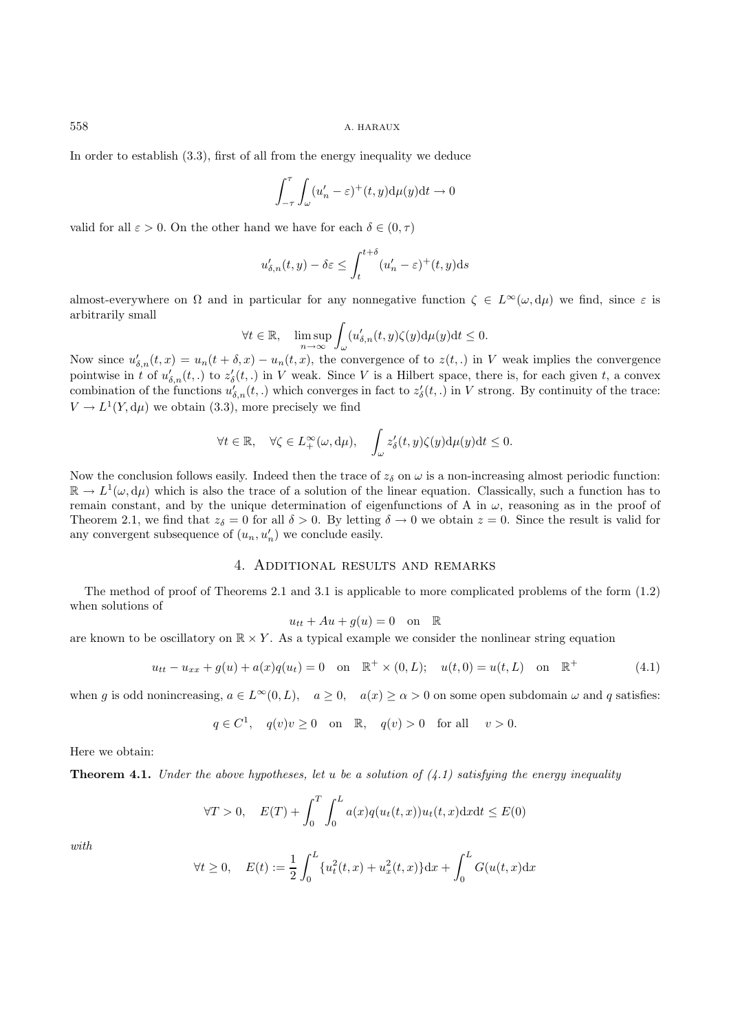In order to establish (3.3), first of all from the energy inequality we deduce

$$\int_{-\tau}^{\tau}\int_{\omega}(u_n' - \varepsilon)^+(t,y)\mathrm{d}\mu(y)\mathrm{d}t \to 0$$

valid for all $\varepsilon > 0$. On the other hand we have for each $\delta \in (0, \tau)$

$$u_{\delta,n}'(t,y) - \delta\varepsilon \leq \int_t^{t+\delta}(u_n' - \varepsilon)^+(t,y)\mathrm{d}s$$

almost-everywhere on $\Omega$ and in particular for any nonnegative function $\zeta \in L^\infty(\omega, \mathrm{d}\mu)$ we find, since $\varepsilon$ is arbitrarily small

$$\forall t \in \mathbb{R}, \quad \limsup_{n\to\infty}\int_{\omega}(u_{\delta,n}'(t,y)\zeta(y)\mathrm{d}\mu(y)\mathrm{d}t \leq 0.$$

Now since $u_{\delta,n}'(t,x) = u_n(t+\delta,x) - u_n(t,x)$, the convergence of to $z(t,.)$ in $V$ weak implies the convergence pointwise in $t$ of $u_{\delta,n}'(t,.)$ to $z_\delta'(t,.)$ in $V$ weak. Since $V$ is a Hilbert space, there is, for each given $t$, a convex combination of the functions $u_{\delta,n}'(t,.)$ which converges in fact to $z_\delta'(t,.)$ in $V$ strong. By continuity of the trace: $V \to L^1(Y, \mathrm{d}\mu)$ we obtain (3.3), more precisely we find

$$\forall t \in \mathbb{R}, \quad \forall \zeta \in L_+^\infty(\omega, \mathrm{d}\mu), \quad \int_{\omega} z_\delta'(t,y)\zeta(y)\mathrm{d}\mu(y)\mathrm{d}t \leq 0.$$

Now the conclusion follows easily. Indeed then the trace of $z_\delta$ on $\omega$ is a non-increasing almost periodic function: $\mathbb{R} \to L^1(\omega, \mathrm{d}\mu)$ which is also the trace of a solution of the linear equation. Classically, such a function has to remain constant, and by the unique determination of eigenfunctions of A in $\omega$, reasoning as in the proof of Theorem 2.1, we find that $z_\delta = 0$ for all $\delta > 0$. By letting $\delta \to 0$ we obtain $z = 0$. Since the result is valid for any convergent subsequence of $(u_n, u_n')$ we conclude easily.

## 4. Additional results and remarks

The method of proof of Theorems 2.1 and 3.1 is applicable to more complicated problems of the form (1.2) when solutions of

$$u_{tt} + Au + g(u) = 0 \quad \text{on} \quad \mathbb{R}$$

are known to be oscillatory on $\mathbb{R} \times Y$. As a typical example we consider the nonlinear string equation

$$u_{tt} - u_{xx} + g(u) + a(x)q(u_t) = 0 \quad \text{on} \quad \mathbb{R}^+ \times (0,L); \quad u(t,0) = u(t,L) \quad \text{on} \quad \mathbb{R}^+ \tag{4.1}$$

when $g$ is odd nonincreasing, $a \in L^\infty(0,L)$, $\quad a \geq 0, \quad a(x) \geq \alpha > 0$ on some open subdomain $\omega$ and $q$ satisfies:

$$q \in C^1, \quad q(v)v \geq 0 \quad \text{on} \quad \mathbb{R}, \quad q(v) > 0 \quad \text{for all} \quad v > 0.$$

Here we obtain:

**Theorem 4.1.** *Under the above hypotheses, let $u$ be a solution of (4.1) satisfying the energy inequality*

$$\forall T > 0, \quad E(T) + \int_0^T\int_0^L a(x)q(u_t(t,x))u_t(t,x)\mathrm{d}x\mathrm{d}t \leq E(0)$$

*with*

$$\forall t \geq 0, \quad E(t) := \frac{1}{2}\int_0^L\{u_t^2(t,x) + u_x^2(t,x)\}\mathrm{d}x + \int_0^L G(u(t,x)\mathrm{d}x$$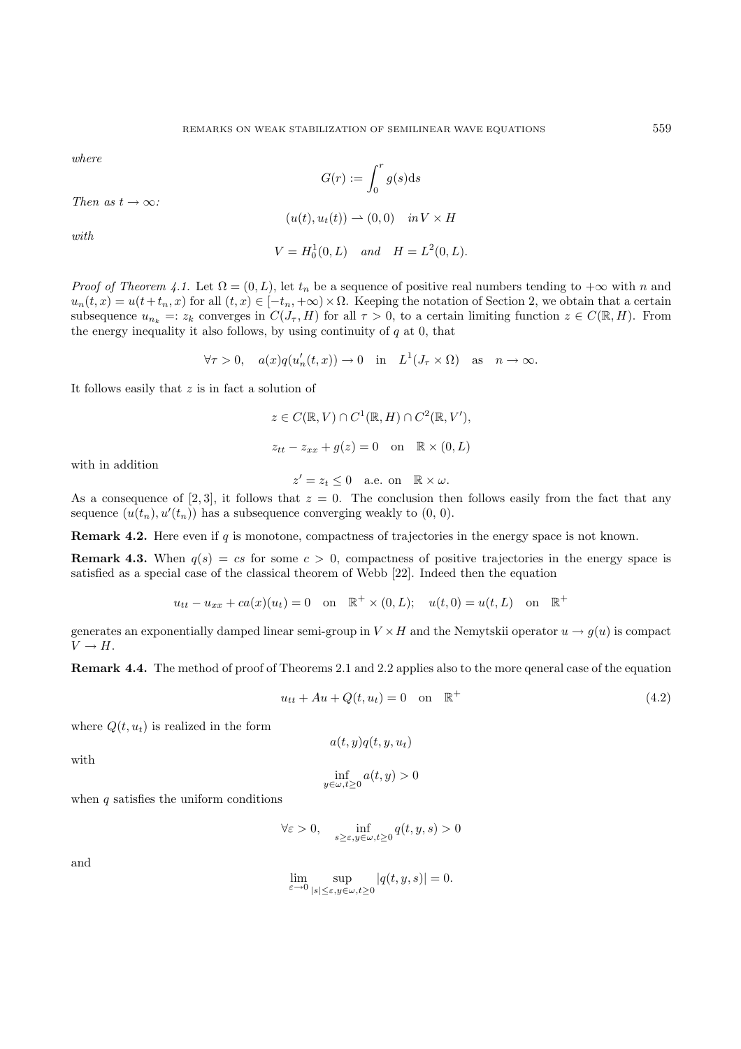*where*

$$G(r) := \int_0^r g(s)\mathrm{d}s$$

*Then as* $t \to \infty$*:*

$$(u(t), u_t(t)) \rightharpoonup (0, 0) \quad in\, V \times H$$

*with*

$$V = H_0^1(0, L) \quad and \quad H = L^2(0, L).$$

*Proof of Theorem 4.1.* Let $\Omega = (0, L)$, let $t_n$ be a sequence of positive real numbers tending to $+\infty$ with $n$ and $u_n(t, x) = u(t + t_n, x)$ for all $(t, x) \in [-t_n, +\infty) \times \Omega$. Keeping the notation of Section 2, we obtain that a certain subsequence $u_{n_k} =: z_k$ converges in $C(J_\tau, H)$ for all $\tau > 0$, to a certain limiting function $z \in C(\mathbb{R}, H)$. From the energy inequality it also follows, by using continuity of $q$ at 0, that

$$\forall \tau > 0, \quad a(x)q(u_n'(t, x)) \to 0 \quad \text{in} \quad L^1(J_\tau \times \Omega) \quad \text{as} \quad n \to \infty.$$

It follows easily that $z$ is in fact a solution of

$$z \in C(\mathbb{R}, V) \cap C^1(\mathbb{R}, H) \cap C^2(\mathbb{R}, V'),$$

$$z_{tt} - z_{xx} + g(z) = 0 \quad \text{on} \quad \mathbb{R} \times (0, L)$$

with in addition

$$z' = z_t \leq 0 \quad \text{a.e. on} \quad \mathbb{R} \times \omega.$$

As a consequence of [2, 3], it follows that $z = 0$. The conclusion then follows easily from the fact that any sequence $(u(t_n), u'(t_n))$ has a subsequence converging weakly to $(0, 0)$.

**Remark 4.2.** Here even if $q$ is monotone, compactness of trajectories in the energy space is not known.

**Remark 4.3.** When $q(s) = cs$ for some $c > 0$, compactness of positive trajectories in the energy space is satisfied as a special case of the classical theorem of Webb [22]. Indeed then the equation

$$u_{tt} - u_{xx} + ca(x)(u_t) = 0 \quad \text{on} \quad \mathbb{R}^+ \times (0, L); \quad u(t, 0) = u(t, L) \quad \text{on} \quad \mathbb{R}^+$$

generates an exponentially damped linear semi-group in $V \times H$ and the Nemytskii operator $u \to g(u)$ is compact $V \to H$.

**Remark 4.4.** The method of proof of Theorems 2.1 and 2.2 applies also to the more qeneral case of the equation

$$u_{tt} + Au + Q(t, u_t) = 0 \quad \text{on} \quad \mathbb{R}^+ \tag{4.2}$$

where $Q(t, u_t)$ is realized in the form

$$a(t, y)q(t, y, u_t)$$

with

$$\inf_{y \in \omega, t \geq 0} a(t, y) > 0$$

when $q$ satisfies the uniform conditions

$$\forall \varepsilon > 0, \qquad \inf_{s \geq \varepsilon, y \in \omega, t \geq 0} q(t, y, s) > 0$$

and

$$\lim_{\varepsilon \to 0} \sup_{|s| \leq \varepsilon, y \in \omega, t \geq 0} |q(t, y, s)| = 0.$$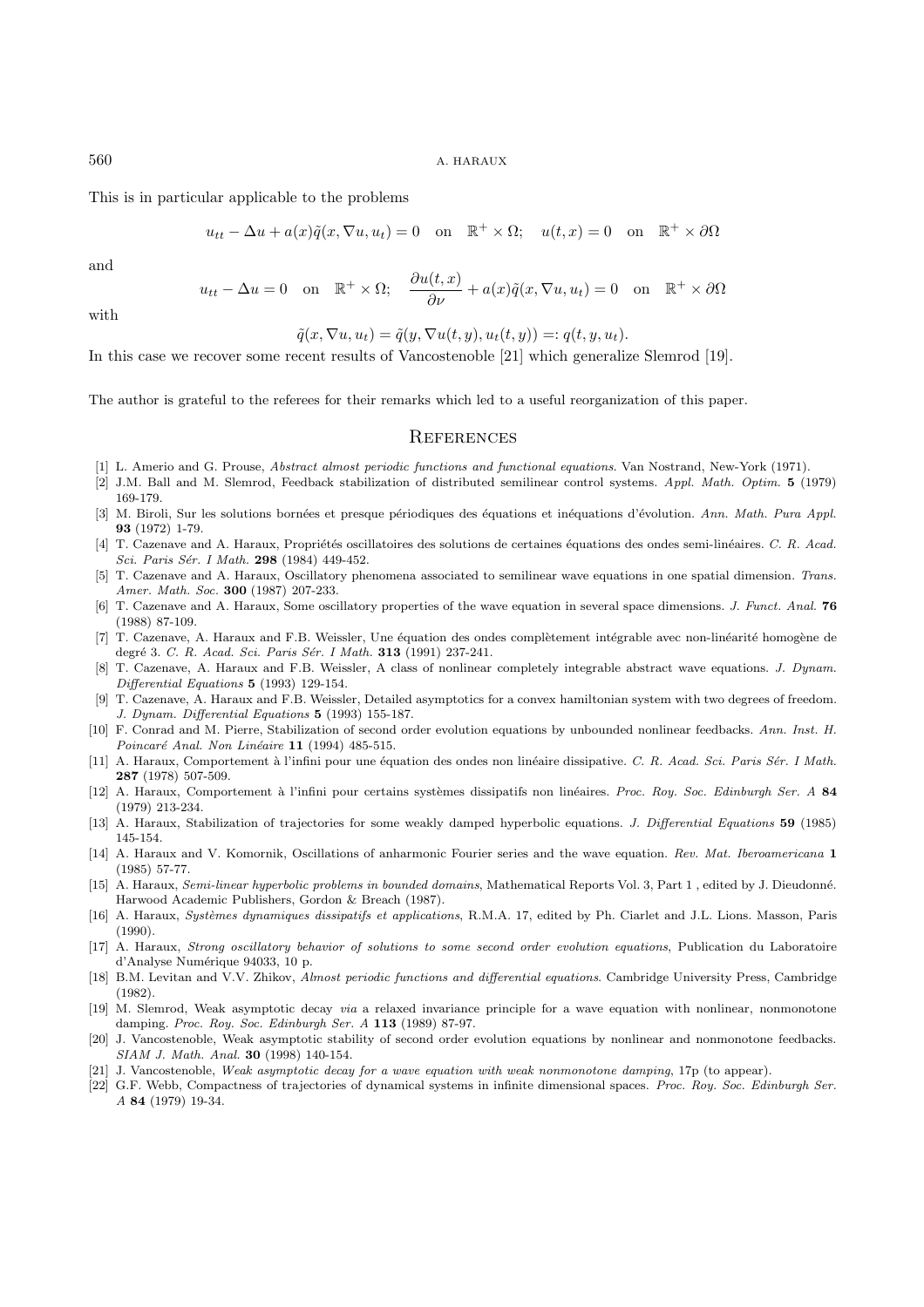This is in particular applicable to the problems

$$u_{tt} - \Delta u + a(x)\tilde{q}(x, \nabla u, u_t) = 0 \quad \text{on} \quad \mathbb{R}^+ \times \Omega; \quad u(t,x) = 0 \quad \text{on} \quad \mathbb{R}^+ \times \partial\Omega$$

and

$$u_{tt} - \Delta u = 0 \quad \text{on} \quad \mathbb{R}^+ \times \Omega; \quad \frac{\partial u(t,x)}{\partial \nu} + a(x)\tilde{q}(x, \nabla u, u_t) = 0 \quad \text{on} \quad \mathbb{R}^+ \times \partial\Omega$$

with

$$\tilde{q}(x, \nabla u, u_t) = \tilde{q}(y, \nabla u(t,y), u_t(t,y)) =: q(t, y, u_t).$$

In this case we recover some recent results of Vancostenoble [21] which generalize Slemrod [19].

The author is grateful to the referees for their remarks which led to a useful reorganization of this paper.

## References

[1] L. Amerio and G. Prouse, *Abstract almost periodic functions and functional equations*. Van Nostrand, New-York (1971).

[2] J.M. Ball and M. Slemrod, Feedback stabilization of distributed semilinear control systems. *Appl. Math. Optim.* **5** (1979) 169-179.

[3] M. Biroli, Sur les solutions bornées et presque périodiques des équations et inéquations d'évolution. *Ann. Math. Pura Appl.* **93** (1972) 1-79.

[4] T. Cazenave and A. Haraux, Propriétés oscillatoires des solutions de certaines équations des ondes semi-linéaires. *C. R. Acad. Sci. Paris Sér. I Math.* **298** (1984) 449-452.

[5] T. Cazenave and A. Haraux, Oscillatory phenomena associated to semilinear wave equations in one spatial dimension. *Trans. Amer. Math. Soc.* **300** (1987) 207-233.

[6] T. Cazenave and A. Haraux, Some oscillatory properties of the wave equation in several space dimensions. *J. Funct. Anal.* **76** (1988) 87-109.

[7] T. Cazenave, A. Haraux and F.B. Weissler, Une équation des ondes complètement intégrable avec non-linéarité homogène de degré 3. *C. R. Acad. Sci. Paris Sér. I Math.* **313** (1991) 237-241.

[8] T. Cazenave, A. Haraux and F.B. Weissler, A class of nonlinear completely integrable abstract wave equations. *J. Dynam. Differential Equations* **5** (1993) 129-154.

[9] T. Cazenave, A. Haraux and F.B. Weissler, Detailed asymptotics for a convex hamiltonian system with two degrees of freedom. *J. Dynam. Differential Equations* **5** (1993) 155-187.

[10] F. Conrad and M. Pierre, Stabilization of second order evolution equations by unbounded nonlinear feedbacks. *Ann. Inst. H. Poincaré Anal. Non Linéaire* **11** (1994) 485-515.

[11] A. Haraux, Comportement à l'infini pour une équation des ondes non linéaire dissipative. *C. R. Acad. Sci. Paris Sér. I Math.* **287** (1978) 507-509.

[12] A. Haraux, Comportement à l'infini pour certains systèmes dissipatifs non linéaires. *Proc. Roy. Soc. Edinburgh Ser. A* **84** (1979) 213-234.

[13] A. Haraux, Stabilization of trajectories for some weakly damped hyperbolic equations. *J. Differential Equations* **59** (1985) 145-154.

[14] A. Haraux and V. Komornik, Oscillations of anharmonic Fourier series and the wave equation. *Rev. Mat. Iberoamericana* **1** (1985) 57-77.

[15] A. Haraux, *Semi-linear hyperbolic problems in bounded domains*, Mathematical Reports Vol. 3, Part 1 , edited by J. Dieudonné. Harwood Academic Publishers, Gordon & Breach (1987).

[16] A. Haraux, *Systèmes dynamiques dissipatifs et applications*, R.M.A. 17, edited by Ph. Ciarlet and J.L. Lions. Masson, Paris (1990).

[17] A. Haraux, *Strong oscillatory behavior of solutions to some second order evolution equations*, Publication du Laboratoire d'Analyse Numérique 94033, 10 p.

[18] B.M. Levitan and V.V. Zhikov, *Almost periodic functions and differential equations*. Cambridge University Press, Cambridge (1982).

[19] M. Slemrod, Weak asymptotic decay *via* a relaxed invariance principle for a wave equation with nonlinear, nonmonotone damping. *Proc. Roy. Soc. Edinburgh Ser. A* **113** (1989) 87-97.

[20] J. Vancostenoble, Weak asymptotic stability of second order evolution equations by nonlinear and nonmonotone feedbacks. *SIAM J. Math. Anal.* **30** (1998) 140-154.

[21] J. Vancostenoble, *Weak asymptotic decay for a wave equation with weak nonmonotone damping*, 17p (to appear).

[22] G.F. Webb, Compactness of trajectories of dynamical systems in infinite dimensional spaces. *Proc. Roy. Soc. Edinburgh Ser. A* **84** (1979) 19-34.